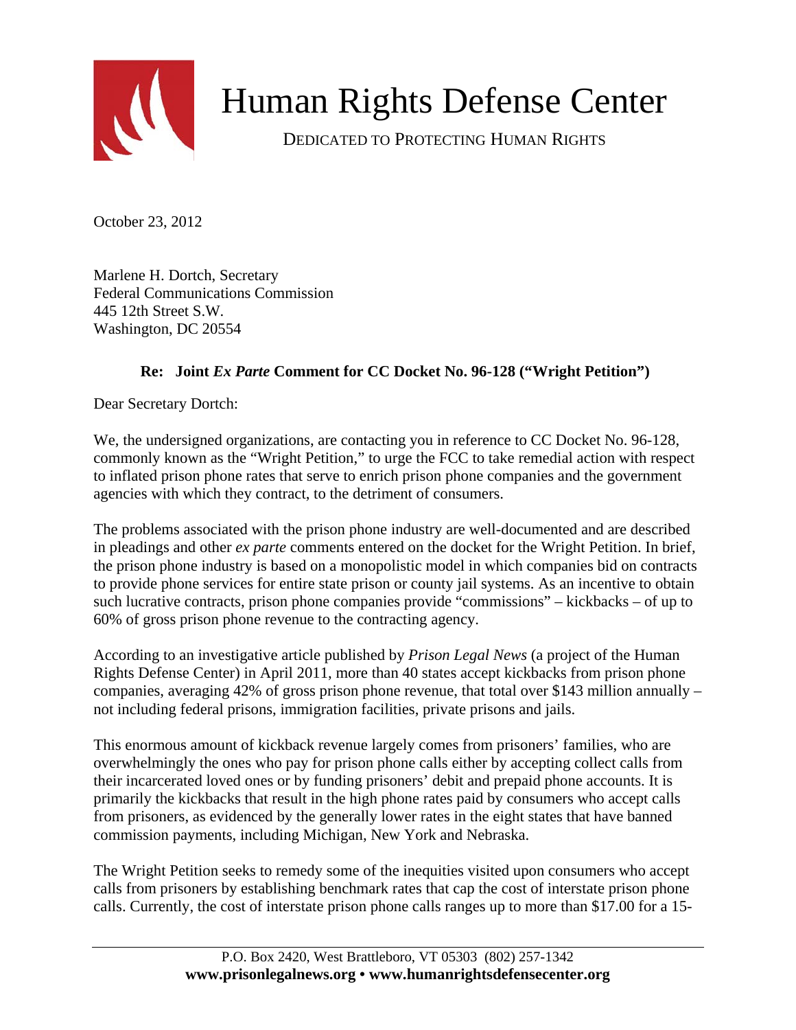# Human Rights Defense Center

DEDICATED TO PROTECTING HUMAN RIGHTS

October 23, 2012

Marlene H. Dortch, Secretary
Federal Communications Commission
445 12th Street S.W.
Washington, DC 20554

**Re: Joint *Ex Parte* Comment for CC Docket No. 96-128 ("Wright Petition")**

Dear Secretary Dortch:

We, the undersigned organizations, are contacting you in reference to CC Docket No. 96-128, commonly known as the "Wright Petition," to urge the FCC to take remedial action with respect to inflated prison phone rates that serve to enrich prison phone companies and the government agencies with which they contract, to the detriment of consumers.

The problems associated with the prison phone industry are well-documented and are described in pleadings and other *ex parte* comments entered on the docket for the Wright Petition. In brief, the prison phone industry is based on a monopolistic model in which companies bid on contracts to provide phone services for entire state prison or county jail systems. As an incentive to obtain such lucrative contracts, prison phone companies provide "commissions" – kickbacks – of up to 60% of gross prison phone revenue to the contracting agency.

According to an investigative article published by *Prison Legal News* (a project of the Human Rights Defense Center) in April 2011, more than 40 states accept kickbacks from prison phone companies, averaging 42% of gross prison phone revenue, that total over $143 million annually – not including federal prisons, immigration facilities, private prisons and jails.

This enormous amount of kickback revenue largely comes from prisoners' families, who are overwhelmingly the ones who pay for prison phone calls either by accepting collect calls from their incarcerated loved ones or by funding prisoners' debit and prepaid phone accounts. It is primarily the kickbacks that result in the high phone rates paid by consumers who accept calls from prisoners, as evidenced by the generally lower rates in the eight states that have banned commission payments, including Michigan, New York and Nebraska.

The Wright Petition seeks to remedy some of the inequities visited upon consumers who accept calls from prisoners by establishing benchmark rates that cap the cost of interstate prison phone calls. Currently, the cost of interstate prison phone calls ranges up to more than $17.00 for a 15-

P.O. Box 2420, West Brattleboro, VT 05303 (802) 257-1342
**www.prisonlegalnews.org • www.humanrightsdefensecenter.org**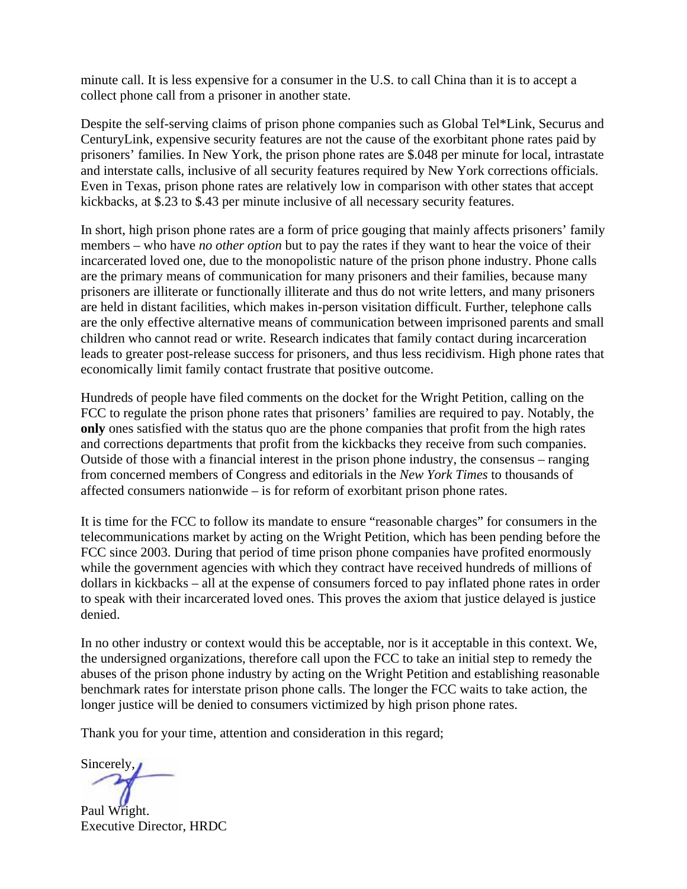minute call. It is less expensive for a consumer in the U.S. to call China than it is to accept a collect phone call from a prisoner in another state.

Despite the self-serving claims of prison phone companies such as Global Tel*Link, Securus and CenturyLink, expensive security features are not the cause of the exorbitant phone rates paid by prisoners' families. In New York, the prison phone rates are $.048 per minute for local, intrastate and interstate calls, inclusive of all security features required by New York corrections officials. Even in Texas, prison phone rates are relatively low in comparison with other states that accept kickbacks, at $.23 to $.43 per minute inclusive of all necessary security features.

In short, high prison phone rates are a form of price gouging that mainly affects prisoners' family members – who have *no other option* but to pay the rates if they want to hear the voice of their incarcerated loved one, due to the monopolistic nature of the prison phone industry. Phone calls are the primary means of communication for many prisoners and their families, because many prisoners are illiterate or functionally illiterate and thus do not write letters, and many prisoners are held in distant facilities, which makes in-person visitation difficult. Further, telephone calls are the only effective alternative means of communication between imprisoned parents and small children who cannot read or write. Research indicates that family contact during incarceration leads to greater post-release success for prisoners, and thus less recidivism. High phone rates that economically limit family contact frustrate that positive outcome.

Hundreds of people have filed comments on the docket for the Wright Petition, calling on the FCC to regulate the prison phone rates that prisoners' families are required to pay. Notably, the **only** ones satisfied with the status quo are the phone companies that profit from the high rates and corrections departments that profit from the kickbacks they receive from such companies. Outside of those with a financial interest in the prison phone industry, the consensus – ranging from concerned members of Congress and editorials in the *New York Times* to thousands of affected consumers nationwide – is for reform of exorbitant prison phone rates.

It is time for the FCC to follow its mandate to ensure "reasonable charges" for consumers in the telecommunications market by acting on the Wright Petition, which has been pending before the FCC since 2003. During that period of time prison phone companies have profited enormously while the government agencies with which they contract have received hundreds of millions of dollars in kickbacks – all at the expense of consumers forced to pay inflated phone rates in order to speak with their incarcerated loved ones. This proves the axiom that justice delayed is justice denied.

In no other industry or context would this be acceptable, nor is it acceptable in this context. We, the undersigned organizations, therefore call upon the FCC to take an initial step to remedy the abuses of the prison phone industry by acting on the Wright Petition and establishing reasonable benchmark rates for interstate prison phone calls. The longer the FCC waits to take action, the longer justice will be denied to consumers victimized by high prison phone rates.

Thank you for your time, attention and consideration in this regard;

Sincerely,

Paul Wright.
Executive Director, HRDC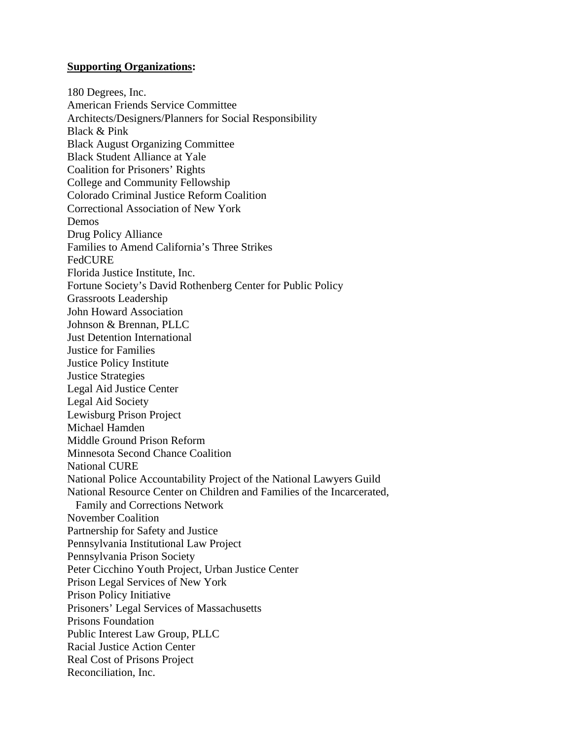**<u>Supporting Organizations</u>:**

180 Degrees, Inc.
American Friends Service Committee
Architects/Designers/Planners for Social Responsibility
Black & Pink
Black August Organizing Committee
Black Student Alliance at Yale
Coalition for Prisoners' Rights
College and Community Fellowship
Colorado Criminal Justice Reform Coalition
Correctional Association of New York
Demos
Drug Policy Alliance
Families to Amend California's Three Strikes
FedCURE
Florida Justice Institute, Inc.
Fortune Society's David Rothenberg Center for Public Policy
Grassroots Leadership
John Howard Association
Johnson & Brennan, PLLC
Just Detention International
Justice for Families
Justice Policy Institute
Justice Strategies
Legal Aid Justice Center
Legal Aid Society
Lewisburg Prison Project
Michael Hamden
Middle Ground Prison Reform
Minnesota Second Chance Coalition
National CURE
National Police Accountability Project of the National Lawyers Guild
National Resource Center on Children and Families of the Incarcerated, Family and Corrections Network
November Coalition
Partnership for Safety and Justice
Pennsylvania Institutional Law Project
Pennsylvania Prison Society
Peter Cicchino Youth Project, Urban Justice Center
Prison Legal Services of New York
Prison Policy Initiative
Prisoners' Legal Services of Massachusetts
Prisons Foundation
Public Interest Law Group, PLLC
Racial Justice Action Center
Real Cost of Prisons Project
Reconciliation, Inc.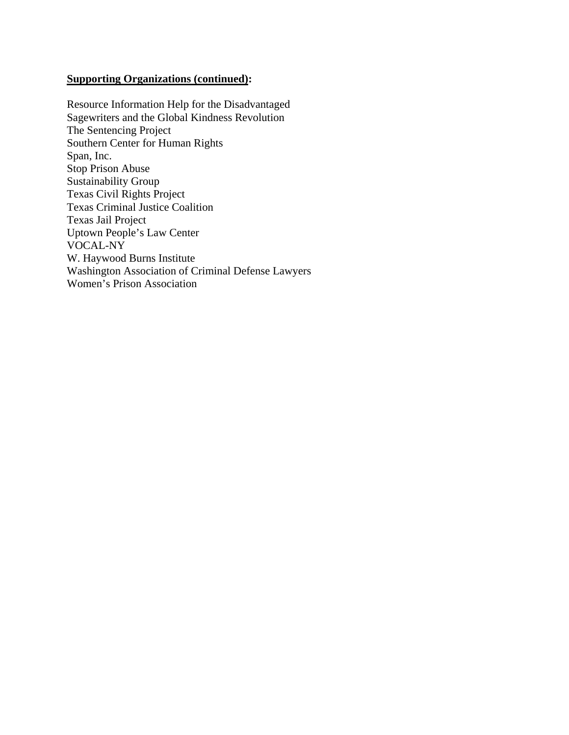**<u>Supporting Organizations (continued)</u>:**

Resource Information Help for the Disadvantaged
Sagewriters and the Global Kindness Revolution
The Sentencing Project
Southern Center for Human Rights
Span, Inc.
Stop Prison Abuse
Sustainability Group
Texas Civil Rights Project
Texas Criminal Justice Coalition
Texas Jail Project
Uptown People's Law Center
VOCAL-NY
W. Haywood Burns Institute
Washington Association of Criminal Defense Lawyers
Women's Prison Association